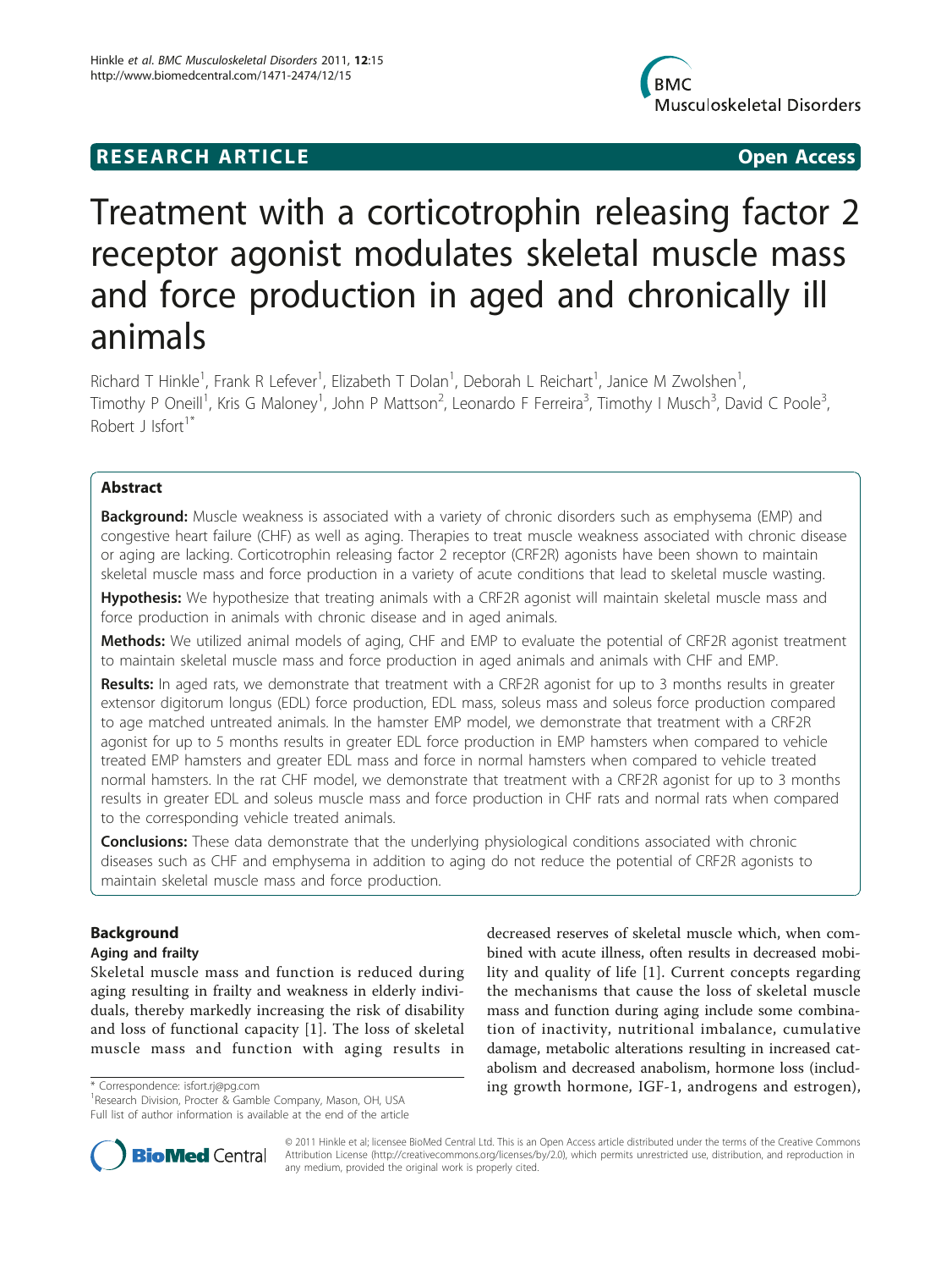**RESEARCH ARTICLE** **Open Access**

# Treatment with a corticotrophin releasing factor 2 receptor agonist modulates skeletal muscle mass and force production in aged and chronically ill animals

Richard T Hinkle[1], Frank R Lefever[1], Elizabeth T Dolan[1], Deborah L Reichart[1], Janice M Zwolshen[1], Timothy P Oneill[1], Kris G Maloney[1], John P Mattson[2], Leonardo F Ferreira[3], Timothy I Musch[3], David C Poole[3], Robert J Isfort[1*]

## Abstract

**Background:** Muscle weakness is associated with a variety of chronic disorders such as emphysema (EMP) and congestive heart failure (CHF) as well as aging. Therapies to treat muscle weakness associated with chronic disease or aging are lacking. Corticotrophin releasing factor 2 receptor (CRF2R) agonists have been shown to maintain skeletal muscle mass and force production in a variety of acute conditions that lead to skeletal muscle wasting.

**Hypothesis:** We hypothesize that treating animals with a CRF2R agonist will maintain skeletal muscle mass and force production in animals with chronic disease and in aged animals.

**Methods:** We utilized animal models of aging, CHF and EMP to evaluate the potential of CRF2R agonist treatment to maintain skeletal muscle mass and force production in aged animals and animals with CHF and EMP.

**Results:** In aged rats, we demonstrate that treatment with a CRF2R agonist for up to 3 months results in greater extensor digitorum longus (EDL) force production, EDL mass, soleus mass and soleus force production compared to age matched untreated animals. In the hamster EMP model, we demonstrate that treatment with a CRF2R agonist for up to 5 months results in greater EDL force production in EMP hamsters when compared to vehicle treated EMP hamsters and greater EDL mass and force in normal hamsters when compared to vehicle treated normal hamsters. In the rat CHF model, we demonstrate that treatment with a CRF2R agonist for up to 3 months results in greater EDL and soleus muscle mass and force production in CHF rats and normal rats when compared to the corresponding vehicle treated animals.

**Conclusions:** These data demonstrate that the underlying physiological conditions associated with chronic diseases such as CHF and emphysema in addition to aging do not reduce the potential of CRF2R agonists to maintain skeletal muscle mass and force production.

## Background

### Aging and frailty

Skeletal muscle mass and function is reduced during aging resulting in frailty and weakness in elderly individuals, thereby markedly increasing the risk of disability and loss of functional capacity [1]. The loss of skeletal muscle mass and function with aging results in decreased reserves of skeletal muscle which, when combined with acute illness, often results in decreased mobility and quality of life [1]. Current concepts regarding the mechanisms that cause the loss of skeletal muscle mass and function during aging include some combination of inactivity, nutritional imbalance, cumulative damage, metabolic alterations resulting in increased catabolism and decreased anabolism, hormone loss (including growth hormone, IGF-1, androgens and estrogen),

\* Correspondence: isfort.rj@pg.com
[1]Research Division, Procter & Gamble Company, Mason, OH, USA
Full list of author information is available at the end of the article

© 2011 Hinkle et al; licensee BioMed Central Ltd. This is an Open Access article distributed under the terms of the Creative Commons Attribution License (http://creativecommons.org/licenses/by/2.0), which permits unrestricted use, distribution, and reproduction in any medium, provided the original work is properly cited.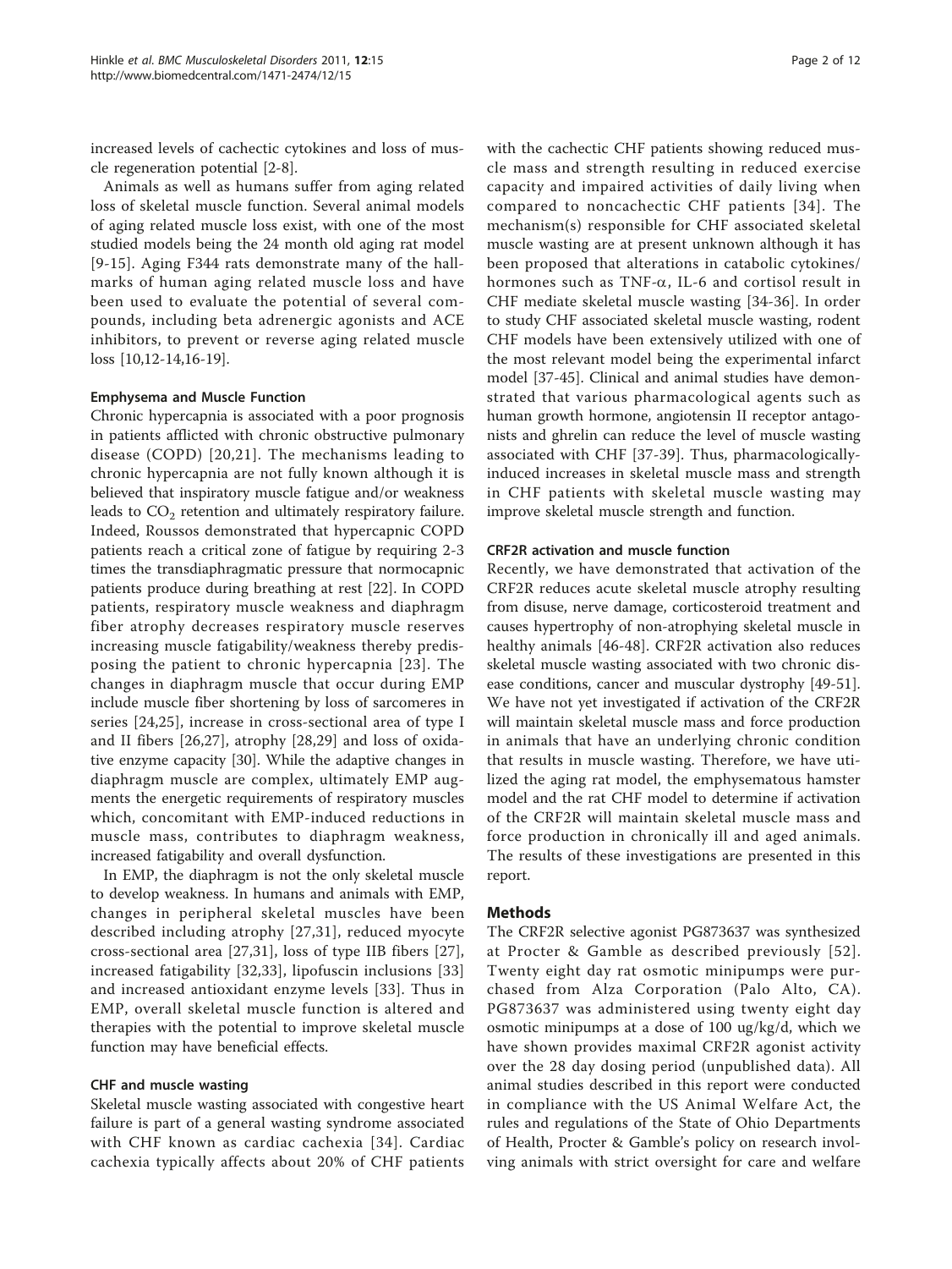increased levels of cachectic cytokines and loss of muscle regeneration potential [2-8].

Animals as well as humans suffer from aging related loss of skeletal muscle function. Several animal models of aging related muscle loss exist, with one of the most studied models being the 24 month old aging rat model [9-15]. Aging F344 rats demonstrate many of the hallmarks of human aging related muscle loss and have been used to evaluate the potential of several compounds, including beta adrenergic agonists and ACE inhibitors, to prevent or reverse aging related muscle loss [10,12-14,16-19].

### Emphysema and Muscle Function

Chronic hypercapnia is associated with a poor prognosis in patients afflicted with chronic obstructive pulmonary disease (COPD) [20,21]. The mechanisms leading to chronic hypercapnia are not fully known although it is believed that inspiratory muscle fatigue and/or weakness leads to $CO_2$ retention and ultimately respiratory failure. Indeed, Roussos demonstrated that hypercapnic COPD patients reach a critical zone of fatigue by requiring 2-3 times the transdiaphragmatic pressure that normocapnic patients produce during breathing at rest [22]. In COPD patients, respiratory muscle weakness and diaphragm fiber atrophy decreases respiratory muscle reserves increasing muscle fatigability/weakness thereby predisposing the patient to chronic hypercapnia [23]. The changes in diaphragm muscle that occur during EMP include muscle fiber shortening by loss of sarcomeres in series [24,25], increase in cross-sectional area of type I and II fibers [26,27], atrophy [28,29] and loss of oxidative enzyme capacity [30]. While the adaptive changes in diaphragm muscle are complex, ultimately EMP augments the energetic requirements of respiratory muscles which, concomitant with EMP-induced reductions in muscle mass, contributes to diaphragm weakness, increased fatigability and overall dysfunction.

In EMP, the diaphragm is not the only skeletal muscle to develop weakness. In humans and animals with EMP, changes in peripheral skeletal muscles have been described including atrophy [27,31], reduced myocyte cross-sectional area [27,31], loss of type IIB fibers [27], increased fatigability [32,33], lipofuscin inclusions [33] and increased antioxidant enzyme levels [33]. Thus in EMP, overall skeletal muscle function is altered and therapies with the potential to improve skeletal muscle function may have beneficial effects.

### CHF and muscle wasting

Skeletal muscle wasting associated with congestive heart failure is part of a general wasting syndrome associated with CHF known as cardiac cachexia [34]. Cardiac cachexia typically affects about 20% of CHF patients with the cachectic CHF patients showing reduced muscle mass and strength resulting in reduced exercise capacity and impaired activities of daily living when compared to noncachectic CHF patients [34]. The mechanism(s) responsible for CHF associated skeletal muscle wasting are at present unknown although it has been proposed that alterations in catabolic cytokines/hormones such as TNF-$\alpha$, IL-6 and cortisol result in CHF mediate skeletal muscle wasting [34-36]. In order to study CHF associated skeletal muscle wasting, rodent CHF models have been extensively utilized with one of the most relevant model being the experimental infarct model [37-45]. Clinical and animal studies have demonstrated that various pharmacological agents such as human growth hormone, angiotensin II receptor antagonists and ghrelin can reduce the level of muscle wasting associated with CHF [37-39]. Thus, pharmacologically-induced increases in skeletal muscle mass and strength in CHF patients with skeletal muscle wasting may improve skeletal muscle strength and function.

### CRF2R activation and muscle function

Recently, we have demonstrated that activation of the CRF2R reduces acute skeletal muscle atrophy resulting from disuse, nerve damage, corticosteroid treatment and causes hypertrophy of non-atrophying skeletal muscle in healthy animals [46-48]. CRF2R activation also reduces skeletal muscle wasting associated with two chronic disease conditions, cancer and muscular dystrophy [49-51]. We have not yet investigated if activation of the CRF2R will maintain skeletal muscle mass and force production in animals that have an underlying chronic condition that results in muscle wasting. Therefore, we have utilized the aging rat model, the emphysematous hamster model and the rat CHF model to determine if activation of the CRF2R will maintain skeletal muscle mass and force production in chronically ill and aged animals. The results of these investigations are presented in this report.

## Methods

The CRF2R selective agonist PG873637 was synthesized at Procter & Gamble as described previously [52]. Twenty eight day rat osmotic minipumps were purchased from Alza Corporation (Palo Alto, CA). PG873637 was administered using twenty eight day osmotic minipumps at a dose of 100 ug/kg/d, which we have shown provides maximal CRF2R agonist activity over the 28 day dosing period (unpublished data). All animal studies described in this report were conducted in compliance with the US Animal Welfare Act, the rules and regulations of the State of Ohio Departments of Health, Procter & Gamble's policy on research involving animals with strict oversight for care and welfare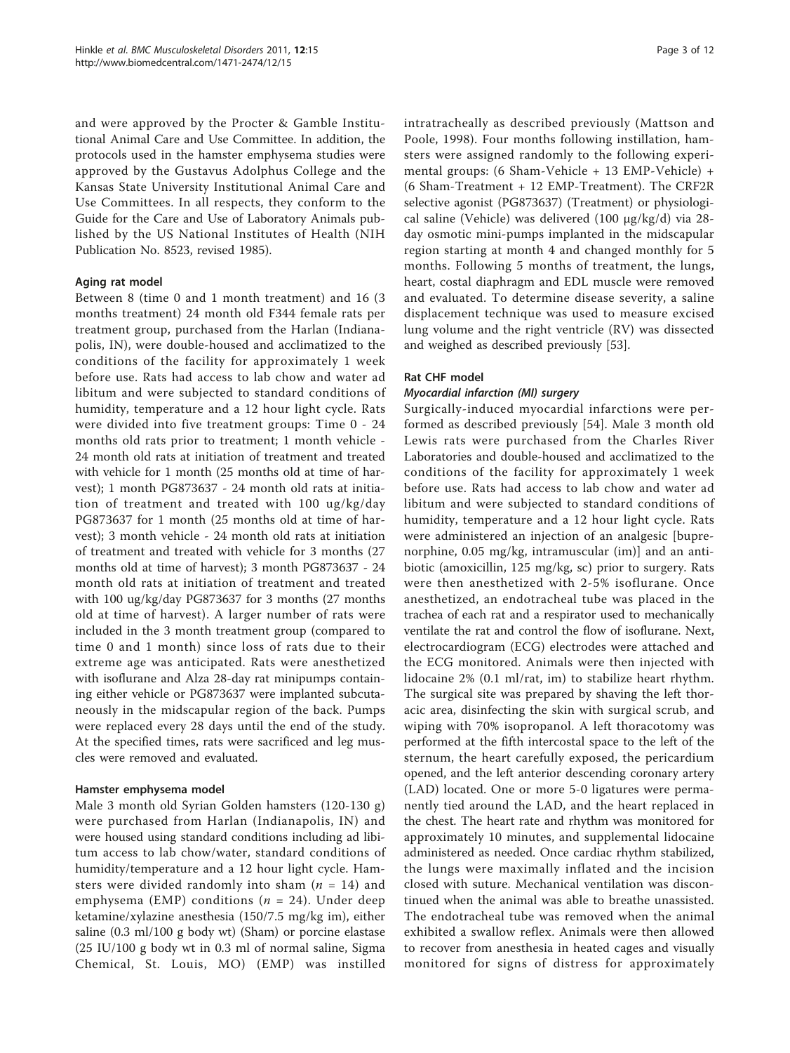and were approved by the Procter & Gamble Institutional Animal Care and Use Committee. In addition, the protocols used in the hamster emphysema studies were approved by the Gustavus Adolphus College and the Kansas State University Institutional Animal Care and Use Committees. In all respects, they conform to the Guide for the Care and Use of Laboratory Animals published by the US National Institutes of Health (NIH Publication No. 8523, revised 1985).

### Aging rat model

Between 8 (time 0 and 1 month treatment) and 16 (3 months treatment) 24 month old F344 female rats per treatment group, purchased from the Harlan (Indianapolis, IN), were double-housed and acclimatized to the conditions of the facility for approximately 1 week before use. Rats had access to lab chow and water ad libitum and were subjected to standard conditions of humidity, temperature and a 12 hour light cycle. Rats were divided into five treatment groups: Time 0 - 24 months old rats prior to treatment; 1 month vehicle - 24 month old rats at initiation of treatment and treated with vehicle for 1 month (25 months old at time of harvest); 1 month PG873637 - 24 month old rats at initiation of treatment and treated with 100 ug/kg/day PG873637 for 1 month (25 months old at time of harvest); 3 month vehicle - 24 month old rats at initiation of treatment and treated with vehicle for 3 months (27 months old at time of harvest); 3 month PG873637 - 24 month old rats at initiation of treatment and treated with 100 ug/kg/day PG873637 for 3 months (27 months old at time of harvest). A larger number of rats were included in the 3 month treatment group (compared to time 0 and 1 month) since loss of rats due to their extreme age was anticipated. Rats were anesthetized with isoflurane and Alza 28-day rat minipumps containing either vehicle or PG873637 were implanted subcutaneously in the midscapular region of the back. Pumps were replaced every 28 days until the end of the study. At the specified times, rats were sacrificed and leg muscles were removed and evaluated.

### Hamster emphysema model

Male 3 month old Syrian Golden hamsters (120-130 g) were purchased from Harlan (Indianapolis, IN) and were housed using standard conditions including ad libitum access to lab chow/water, standard conditions of humidity/temperature and a 12 hour light cycle. Hamsters were divided randomly into sham ($n$ = 14) and emphysema (EMP) conditions ($n$ = 24). Under deep ketamine/xylazine anesthesia (150/7.5 mg/kg im), either saline (0.3 ml/100 g body wt) (Sham) or porcine elastase (25 IU/100 g body wt in 0.3 ml of normal saline, Sigma Chemical, St. Louis, MO) (EMP) was instilled intratracheally as described previously (Mattson and Poole, 1998). Four months following instillation, hamsters were assigned randomly to the following experimental groups: (6 Sham-Vehicle + 13 EMP-Vehicle) + (6 Sham-Treatment + 12 EMP-Treatment). The CRF2R selective agonist (PG873637) (Treatment) or physiological saline (Vehicle) was delivered (100 μg/kg/d) via 28-day osmotic mini-pumps implanted in the midscapular region starting at month 4 and changed monthly for 5 months. Following 5 months of treatment, the lungs, heart, costal diaphragm and EDL muscle were removed and evaluated. To determine disease severity, a saline displacement technique was used to measure excised lung volume and the right ventricle (RV) was dissected and weighed as described previously [53].

### Rat CHF model

#### *Myocardial infarction (MI) surgery*

Surgically-induced myocardial infarctions were performed as described previously [54]. Male 3 month old Lewis rats were purchased from the Charles River Laboratories and double-housed and acclimatized to the conditions of the facility for approximately 1 week before use. Rats had access to lab chow and water ad libitum and were subjected to standard conditions of humidity, temperature and a 12 hour light cycle. Rats were administered an injection of an analgesic [buprenorphine, 0.05 mg/kg, intramuscular (im)] and an antibiotic (amoxicillin, 125 mg/kg, sc) prior to surgery. Rats were then anesthetized with 2-5% isoflurane. Once anesthetized, an endotracheal tube was placed in the trachea of each rat and a respirator used to mechanically ventilate the rat and control the flow of isoflurane. Next, electrocardiogram (ECG) electrodes were attached and the ECG monitored. Animals were then injected with lidocaine 2% (0.1 ml/rat, im) to stabilize heart rhythm. The surgical site was prepared by shaving the left thoracic area, disinfecting the skin with surgical scrub, and wiping with 70% isopropanol. A left thoracotomy was performed at the fifth intercostal space to the left of the sternum, the heart carefully exposed, the pericardium opened, and the left anterior descending coronary artery (LAD) located. One or more 5-0 ligatures were permanently tied around the LAD, and the heart replaced in the chest. The heart rate and rhythm was monitored for approximately 10 minutes, and supplemental lidocaine administered as needed. Once cardiac rhythm stabilized, the lungs were maximally inflated and the incision closed with suture. Mechanical ventilation was discontinued when the animal was able to breathe unassisted. The endotracheal tube was removed when the animal exhibited a swallow reflex. Animals were then allowed to recover from anesthesia in heated cages and visually monitored for signs of distress for approximately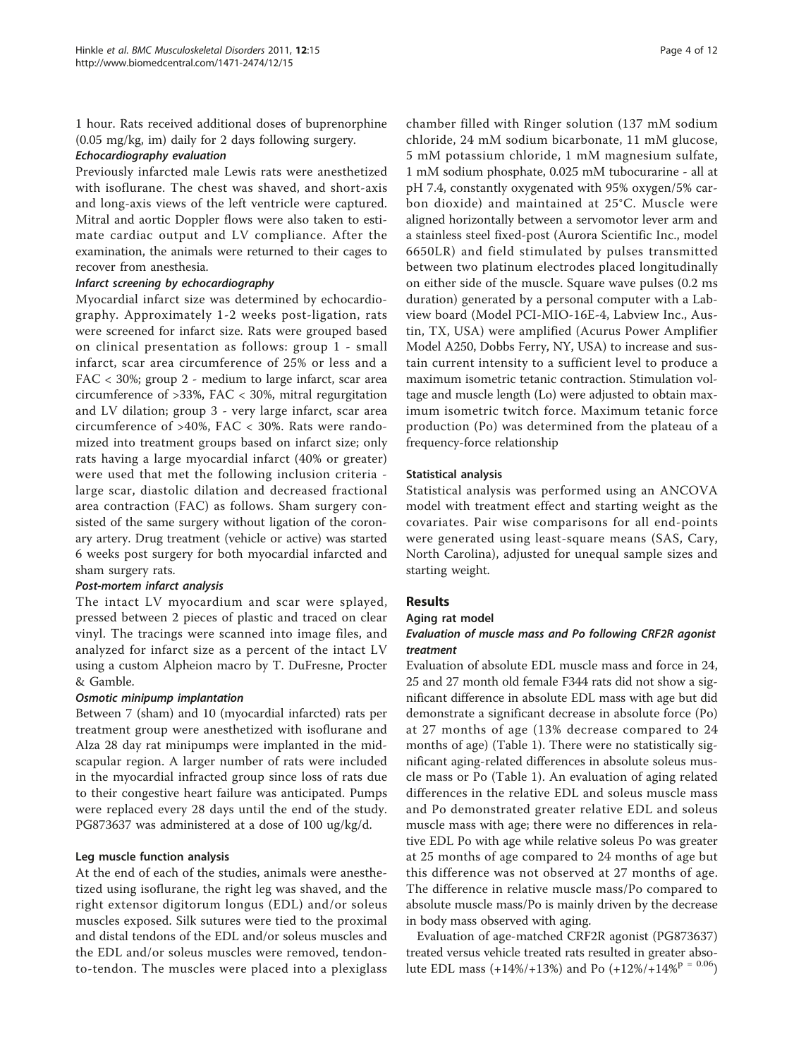1 hour. Rats received additional doses of buprenorphine (0.05 mg/kg, im) daily for 2 days following surgery.

#### *Echocardiography evaluation*

Previously infarcted male Lewis rats were anesthetized with isoflurane. The chest was shaved, and short-axis and long-axis views of the left ventricle were captured. Mitral and aortic Doppler flows were also taken to estimate cardiac output and LV compliance. After the examination, the animals were returned to their cages to recover from anesthesia.

#### *Infarct screening by echocardiography*

Myocardial infarct size was determined by echocardiography. Approximately 1-2 weeks post-ligation, rats were screened for infarct size. Rats were grouped based on clinical presentation as follows: group 1 - small infarct, scar area circumference of 25% or less and a FAC < 30%; group 2 - medium to large infarct, scar area circumference of >33%, FAC < 30%, mitral regurgitation and LV dilation; group 3 - very large infarct, scar area circumference of >40%, FAC < 30%. Rats were randomized into treatment groups based on infarct size; only rats having a large myocardial infarct (40% or greater) were used that met the following inclusion criteria - large scar, diastolic dilation and decreased fractional area contraction (FAC) as follows. Sham surgery consisted of the same surgery without ligation of the coronary artery. Drug treatment (vehicle or active) was started 6 weeks post surgery for both myocardial infarcted and sham surgery rats.

#### *Post-mortem infarct analysis*

The intact LV myocardium and scar were splayed, pressed between 2 pieces of plastic and traced on clear vinyl. The tracings were scanned into image files, and analyzed for infarct size as a percent of the intact LV using a custom Alpheion macro by T. DuFresne, Procter & Gamble.

#### *Osmotic minipump implantation*

Between 7 (sham) and 10 (myocardial infarcted) rats per treatment group were anesthetized with isoflurane and Alza 28 day rat minipumps were implanted in the mid-scapular region. A larger number of rats were included in the myocardial infracted group since loss of rats due to their congestive heart failure was anticipated. Pumps were replaced every 28 days until the end of the study. PG873637 was administered at a dose of 100 ug/kg/d.

### Leg muscle function analysis

At the end of each of the studies, animals were anesthetized using isoflurane, the right leg was shaved, and the right extensor digitorum longus (EDL) and/or soleus muscles exposed. Silk sutures were tied to the proximal and distal tendons of the EDL and/or soleus muscles and the EDL and/or soleus muscles were removed, tendon-to-tendon. The muscles were placed into a plexiglass chamber filled with Ringer solution (137 mM sodium chloride, 24 mM sodium bicarbonate, 11 mM glucose, 5 mM potassium chloride, 1 mM magnesium sulfate, 1 mM sodium phosphate, 0.025 mM tubocurarine - all at pH 7.4, constantly oxygenated with 95% oxygen/5% carbon dioxide) and maintained at 25°C. Muscle were aligned horizontally between a servomotor lever arm and a stainless steel fixed-post (Aurora Scientific Inc., model 6650LR) and field stimulated by pulses transmitted between two platinum electrodes placed longitudinally on either side of the muscle. Square wave pulses (0.2 ms duration) generated by a personal computer with a Labview board (Model PCI-MIO-16E-4, Labview Inc., Austin, TX, USA) were amplified (Acurus Power Amplifier Model A250, Dobbs Ferry, NY, USA) to increase and sustain current intensity to a sufficient level to produce a maximum isometric tetanic contraction. Stimulation voltage and muscle length (Lo) were adjusted to obtain maximum isometric twitch force. Maximum tetanic force production (Po) was determined from the plateau of a frequency-force relationship

### Statistical analysis

Statistical analysis was performed using an ANCOVA model with treatment effect and starting weight as the covariates. Pair wise comparisons for all end-points were generated using least-square means (SAS, Cary, North Carolina), adjusted for unequal sample sizes and starting weight.

## Results

### Aging rat model

#### *Evaluation of muscle mass and Po following CRF2R agonist treatment*

Evaluation of absolute EDL muscle mass and force in 24, 25 and 27 month old female F344 rats did not show a significant difference in absolute EDL mass with age but did demonstrate a significant decrease in absolute force (Po) at 27 months of age (13% decrease compared to 24 months of age) (Table 1). There were no statistically significant aging-related differences in absolute soleus muscle mass or Po (Table 1). An evaluation of aging related differences in the relative EDL and soleus muscle mass and Po demonstrated greater relative EDL and soleus muscle mass with age; there were no differences in relative EDL Po with age while relative soleus Po was greater at 25 months of age compared to 24 months of age but this difference was not observed at 27 months of age. The difference in relative muscle mass/Po compared to absolute muscle mass/Po is mainly driven by the decrease in body mass observed with aging.

Evaluation of age-matched CRF2R agonist (PG873637) treated versus vehicle treated rats resulted in greater absolute EDL mass (+14%/+13%) and Po (+12%/+14%$^{P = 0.06}$)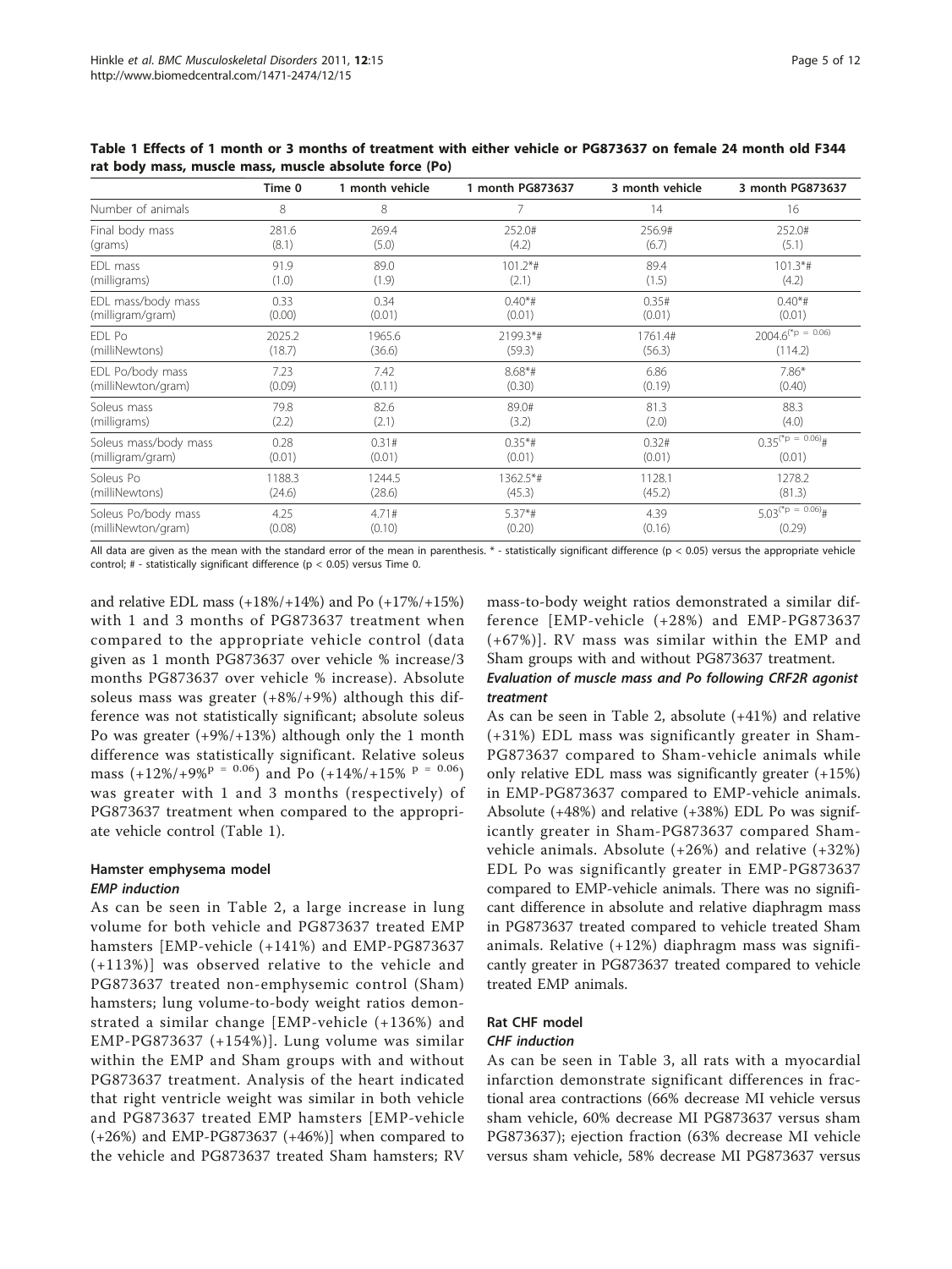**Table 1 Effects of 1 month or 3 months of treatment with either vehicle or PG873637 on female 24 month old F344 rat body mass, muscle mass, muscle absolute force (Po)**

| | Time 0 | 1 month vehicle | 1 month PG873637 | 3 month vehicle | 3 month PG873637 |
|---|---|---|---|---|---|
| Number of animals | 8 | 8 | 7 | 14 | 16 |
| Final body mass (grams) | 281.6 (8.1) | 269.4 (5.0) | 252.0# (4.2) | 256.9# (6.7) | 252.0# (5.1) |
| EDL mass (milligrams) | 91.9 (1.0) | 89.0 (1.9) | 101.2*# (2.1) | 89.4 (1.5) | 101.3*# (4.2) |
| EDL mass/body mass (milligram/gram) | 0.33 (0.00) | 0.34 (0.01) | 0.40*# (0.01) | 0.35# (0.01) | 0.40*# (0.01) |
| EDL Po (milliNewtons) | 2025.2 (18.7) | 1965.6 (36.6) | 2199.3*# (59.3) | 1761.4# (56.3) | 2004.6(*p = 0.06) (114.2) |
| EDL Po/body mass (milliNewton/gram) | 7.23 (0.09) | 7.42 (0.11) | 8.68*# (0.30) | 6.86 (0.19) | 7.86* (0.40) |
| Soleus mass (milligrams) | 79.8 (2.2) | 82.6 (2.1) | 89.0# (3.2) | 81.3 (2.0) | 88.3 (4.0) |
| Soleus mass/body mass (milligram/gram) | 0.28 (0.01) | 0.31# (0.01) | 0.35*# (0.01) | 0.32# (0.01) | 0.35(*p = 0.06)# (0.01) |
| Soleus Po (milliNewtons) | 1188.3 (24.6) | 1244.5 (28.6) | 1362.5*# (45.3) | 1128.1 (45.2) | 1278.2 (81.3) |
| Soleus Po/body mass (milliNewton/gram) | 4.25 (0.08) | 4.71# (0.10) | 5.37*# (0.20) | 4.39 (0.16) | 5.03(*p = 0.06)# (0.29) |

All data are given as the mean with the standard error of the mean in parenthesis. * - statistically significant difference ($p < 0.05$) versus the appropriate vehicle control; # - statistically significant difference ($p < 0.05$) versus Time 0.

and relative EDL mass (+18%/+14%) and Po (+17%/+15%) with 1 and 3 months of PG873637 treatment when compared to the appropriate vehicle control (data given as 1 month PG873637 over vehicle % increase/3 months PG873637 over vehicle % increase). Absolute soleus mass was greater (+8%/+9%) although this difference was not statistically significant; absolute soleus Po was greater (+9%/+13%) although only the 1 month difference was statistically significant. Relative soleus mass (+12%/+9%$^{p = 0.06}$) and Po (+14%/+15% $^{p = 0.06}$) was greater with 1 and 3 months (respectively) of PG873637 treatment when compared to the appropriate vehicle control (Table 1).

## Hamster emphysema model

### *EMP induction*

As can be seen in Table 2, a large increase in lung volume for both vehicle and PG873637 treated EMP hamsters [EMP-vehicle (+141%) and EMP-PG873637 (+113%)] was observed relative to the vehicle and PG873637 treated non-emphysemic control (Sham) hamsters; lung volume-to-body weight ratios demonstrated a similar change [EMP-vehicle (+136%) and EMP-PG873637 (+154%)]. Lung volume was similar within the EMP and Sham groups with and without PG873637 treatment. Analysis of the heart indicated that right ventricle weight was similar in both vehicle and PG873637 treated EMP hamsters [EMP-vehicle (+26%) and EMP-PG873637 (+46%)] when compared to the vehicle and PG873637 treated Sham hamsters; RV mass-to-body weight ratios demonstrated a similar difference [EMP-vehicle (+28%) and EMP-PG873637 (+67%)]. RV mass was similar within the EMP and Sham groups with and without PG873637 treatment.

### *Evaluation of muscle mass and Po following CRF2R agonist treatment*

As can be seen in Table 2, absolute (+41%) and relative (+31%) EDL mass was significantly greater in Sham-PG873637 compared to Sham-vehicle animals while only relative EDL mass was significantly greater (+15%) in EMP-PG873637 compared to EMP-vehicle animals. Absolute (+48%) and relative (+38%) EDL Po was significantly greater in Sham-PG873637 compared Sham-vehicle animals. Absolute (+26%) and relative (+32%) EDL Po was significantly greater in EMP-PG873637 compared to EMP-vehicle animals. There was no significant difference in absolute and relative diaphragm mass in PG873637 treated compared to vehicle treated Sham animals. Relative (+12%) diaphragm mass was significantly greater in PG873637 treated compared to vehicle treated EMP animals.

## Rat CHF model

### *CHF induction*

As can be seen in Table 3, all rats with a myocardial infarction demonstrate significant differences in fractional area contractions (66% decrease MI vehicle versus sham vehicle, 60% decrease MI PG873637 versus sham PG873637); ejection fraction (63% decrease MI vehicle versus sham vehicle, 58% decrease MI PG873637 versus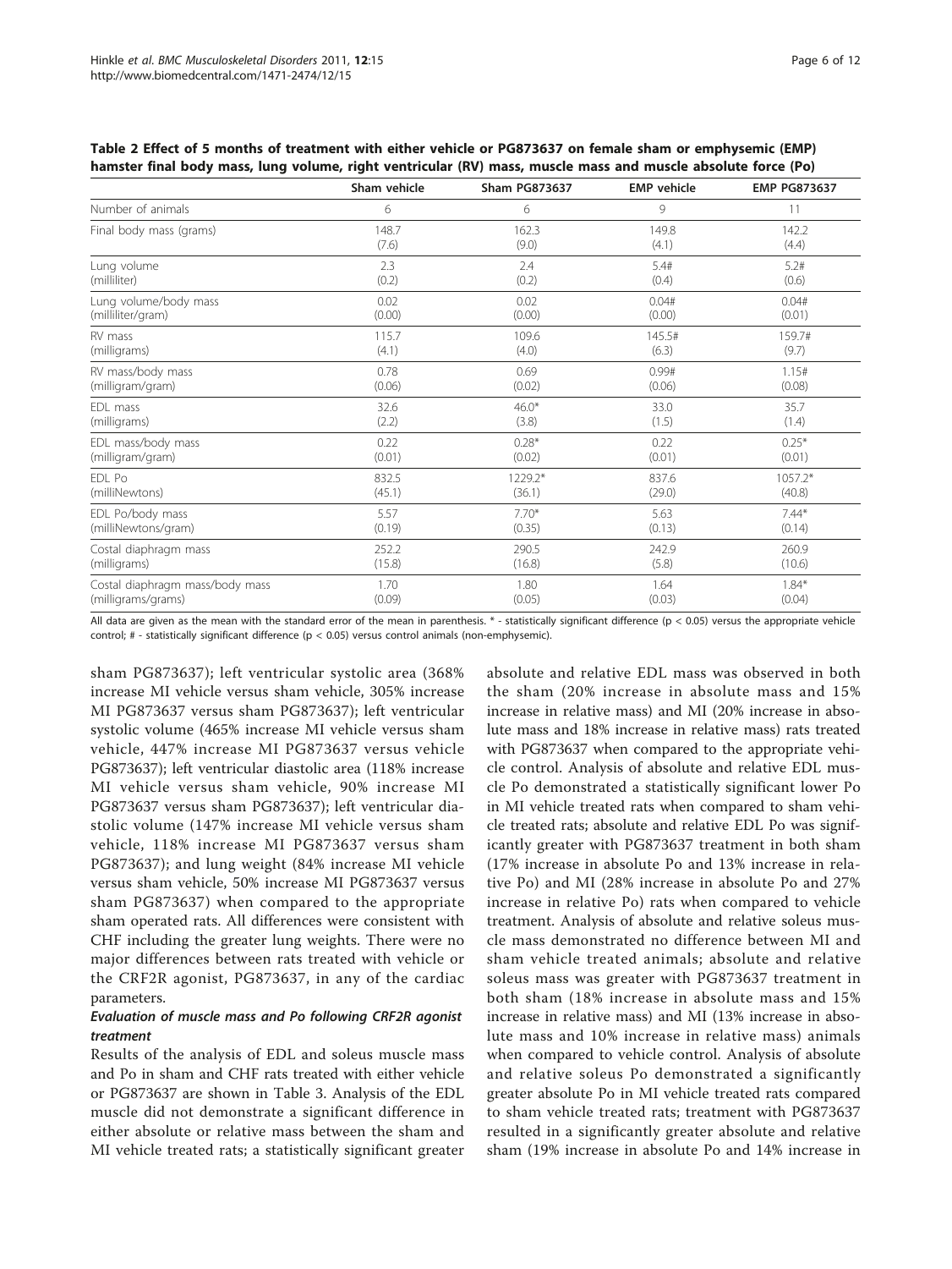**Table 2 Effect of 5 months of treatment with either vehicle or PG873637 on female sham or emphysemic (EMP) hamster final body mass, lung volume, right ventricular (RV) mass, muscle mass and muscle absolute force (Po)**

| | Sham vehicle | Sham PG873637 | EMP vehicle | EMP PG873637 |
|---|---|---|---|---|
| Number of animals | 6 | 6 | 9 | 11 |
| Final body mass (grams) | 148.7 (7.6) | 162.3 (9.0) | 149.8 (4.1) | 142.2 (4.4) |
| Lung volume (milliliter) | 2.3 (0.2) | 2.4 (0.2) | 5.4# (0.4) | 5.2# (0.6) |
| Lung volume/body mass (milliliter/gram) | 0.02 (0.00) | 0.02 (0.00) | 0.04# (0.00) | 0.04# (0.01) |
| RV mass (milligrams) | 115.7 (4.1) | 109.6 (4.0) | 145.5# (6.3) | 159.7# (9.7) |
| RV mass/body mass (milligram/gram) | 0.78 (0.06) | 0.69 (0.02) | 0.99# (0.06) | 1.15# (0.08) |
| EDL mass (milligrams) | 32.6 (2.2) | 46.0* (3.8) | 33.0 (1.5) | 35.7 (1.4) |
| EDL mass/body mass (milligram/gram) | 0.22 (0.01) | 0.28* (0.02) | 0.22 (0.01) | 0.25* (0.01) |
| EDL Po (milliNewtons) | 832.5 (45.1) | 1229.2* (36.1) | 837.6 (29.0) | 1057.2* (40.8) |
| EDL Po/body mass (milliNewtons/gram) | 5.57 (0.19) | 7.70* (0.35) | 5.63 (0.13) | 7.44* (0.14) |
| Costal diaphragm mass (milligrams) | 252.2 (15.8) | 290.5 (16.8) | 242.9 (5.8) | 260.9 (10.6) |
| Costal diaphragm mass/body mass (milligrams/grams) | 1.70 (0.09) | 1.80 (0.05) | 1.64 (0.03) | 1.84* (0.04) |

All data are given as the mean with the standard error of the mean in parenthesis. * - statistically significant difference ($p < 0.05$) versus the appropriate vehicle control; # - statistically significant difference ($p < 0.05$) versus control animals (non-emphysemic).

sham PG873637); left ventricular systolic area (368% increase MI vehicle versus sham vehicle, 305% increase MI PG873637 versus sham PG873637); left ventricular systolic volume (465% increase MI vehicle versus sham vehicle, 447% increase MI PG873637 versus vehicle PG873637); left ventricular diastolic area (118% increase MI vehicle versus sham vehicle, 90% increase MI PG873637 versus sham PG873637); left ventricular diastolic volume (147% increase MI vehicle versus sham vehicle, 118% increase MI PG873637 versus sham PG873637); and lung weight (84% increase MI vehicle versus sham vehicle, 50% increase MI PG873637 versus sham PG873637) when compared to the appropriate sham operated rats. All differences were consistent with CHF including the greater lung weights. There were no major differences between rats treated with vehicle or the CRF2R agonist, PG873637, in any of the cardiac parameters.

### *Evaluation of muscle mass and Po following CRF2R agonist treatment*

Results of the analysis of EDL and soleus muscle mass and Po in sham and CHF rats treated with either vehicle or PG873637 are shown in Table 3. Analysis of the EDL muscle did not demonstrate a significant difference in either absolute or relative mass between the sham and MI vehicle treated rats; a statistically significant greater absolute and relative EDL mass was observed in both the sham (20% increase in absolute mass and 15% increase in relative mass) and MI (20% increase in absolute mass and 18% increase in relative mass) rats treated with PG873637 when compared to the appropriate vehicle control. Analysis of absolute and relative EDL muscle Po demonstrated a statistically significant lower Po in MI vehicle treated rats when compared to sham vehicle treated rats; absolute and relative EDL Po was significantly greater with PG873637 treatment in both sham (17% increase in absolute Po and 13% increase in relative Po) and MI (28% increase in absolute Po and 27% increase in relative Po) rats when compared to vehicle treatment. Analysis of absolute and relative soleus muscle mass demonstrated no difference between MI and sham vehicle treated animals; absolute and relative soleus mass was greater with PG873637 treatment in both sham (18% increase in absolute mass and 15% increase in relative mass) and MI (13% increase in absolute mass and 10% increase in relative mass) animals when compared to vehicle control. Analysis of absolute and relative soleus Po demonstrated a significantly greater absolute Po in MI vehicle treated rats compared to sham vehicle treated rats; treatment with PG873637 resulted in a significantly greater absolute and relative sham (19% increase in absolute Po and 14% increase in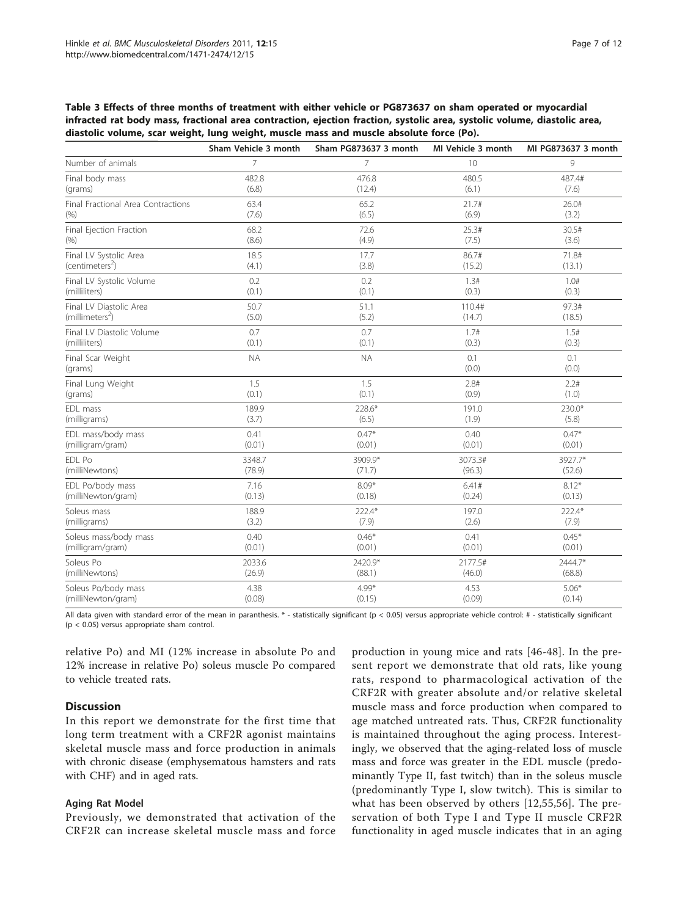**Table 3 Effects of three months of treatment with either vehicle or PG873637 on sham operated or myocardial infracted rat body mass, fractional area contraction, ejection fraction, systolic area, systolic volume, diastolic area, diastolic volume, scar weight, lung weight, muscle mass and muscle absolute force (Po).**

| | Sham Vehicle 3 month | Sham PG873637 3 month | MI Vehicle 3 month | MI PG873637 3 month |
|---|---|---|---|---|
| Number of animals | 7 | 7 | 10 | 9 |
| Final body mass (grams) | 482.8 (6.8) | 476.8 (12.4) | 480.5 (6.1) | 487.4# (7.6) |
| Final Fractional Area Contractions (%) | 63.4 (7.6) | 65.2 (6.5) | 21.7# (6.9) | 26.0# (3.2) |
| Final Ejection Fraction (%) | 68.2 (8.6) | 72.6 (4.9) | 25.3# (7.5) | 30.5# (3.6) |
| Final LV Systolic Area (centimeters$^2$) | 18.5 (4.1) | 17.7 (3.8) | 86.7# (15.2) | 71.8# (13.1) |
| Final LV Systolic Volume (milliliters) | 0.2 (0.1) | 0.2 (0.1) | 1.3# (0.3) | 1.0# (0.3) |
| Final LV Diastolic Area (millimeters$^2$) | 50.7 (5.0) | 51.1 (5.2) | 110.4# (14.7) | 97.3# (18.5) |
| Final LV Diastolic Volume (milliliters) | 0.7 (0.1) | 0.7 (0.1) | 1.7# (0.3) | 1.5# (0.3) |
| Final Scar Weight (grams) | NA | NA | 0.1 (0.0) | 0.1 (0.0) |
| Final Lung Weight (grams) | 1.5 (0.1) | 1.5 (0.1) | 2.8# (0.9) | 2.2# (1.0) |
| EDL mass (milligrams) | 189.9 (3.7) | 228.6* (6.5) | 191.0 (1.9) | 230.0* (5.8) |
| EDL mass/body mass (milligram/gram) | 0.41 (0.01) | 0.47* (0.01) | 0.40 (0.01) | 0.47* (0.01) |
| EDL Po (milliNewtons) | 3348.7 (78.9) | 3909.9* (71.7) | 3073.3# (96.3) | 3927.7* (52.6) |
| EDL Po/body mass (milliNewton/gram) | 7.16 (0.13) | 8.09* (0.18) | 6.41# (0.24) | 8.12* (0.13) |
| Soleus mass (milligrams) | 188.9 (3.2) | 222.4* (7.9) | 197.0 (2.6) | 222.4* (7.9) |
| Soleus mass/body mass (milligram/gram) | 0.40 (0.01) | 0.46* (0.01) | 0.41 (0.01) | 0.45* (0.01) |
| Soleus Po (milliNewtons) | 2033.6 (26.9) | 2420.9* (88.1) | 2177.5# (46.0) | 2444.7* (68.8) |
| Soleus Po/body mass (milliNewton/gram) | 4.38 (0.08) | 4.99* (0.15) | 4.53 (0.09) | 5.06* (0.14) |

All data given with standard error of the mean in paranthesis. * - statistically significant ($p < 0.05$) versus appropriate vehicle control: # - statistically significant ($p < 0.05$) versus appropriate sham control.

relative Po) and MI (12% increase in absolute Po and 12% increase in relative Po) soleus muscle Po compared to vehicle treated rats.

## Discussion

In this report we demonstrate for the first time that long term treatment with a CRF2R agonist maintains skeletal muscle mass and force production in animals with chronic disease (emphysematous hamsters and rats with CHF) and in aged rats.

### Aging Rat Model

Previously, we demonstrated that activation of the CRF2R can increase skeletal muscle mass and force production in young mice and rats [46-48]. In the present report we demonstrate that old rats, like young rats, respond to pharmacological activation of the CRF2R with greater absolute and/or relative skeletal muscle mass and force production when compared to age matched untreated rats. Thus, CRF2R functionality is maintained throughout the aging process. Interestingly, we observed that the aging-related loss of muscle mass and force was greater in the EDL muscle (predominantly Type II, fast twitch) than in the soleus muscle (predominantly Type I, slow twitch). This is similar to what has been observed by others [12,55,56]. The preservation of both Type I and Type II muscle CRF2R functionality in aged muscle indicates that in an aging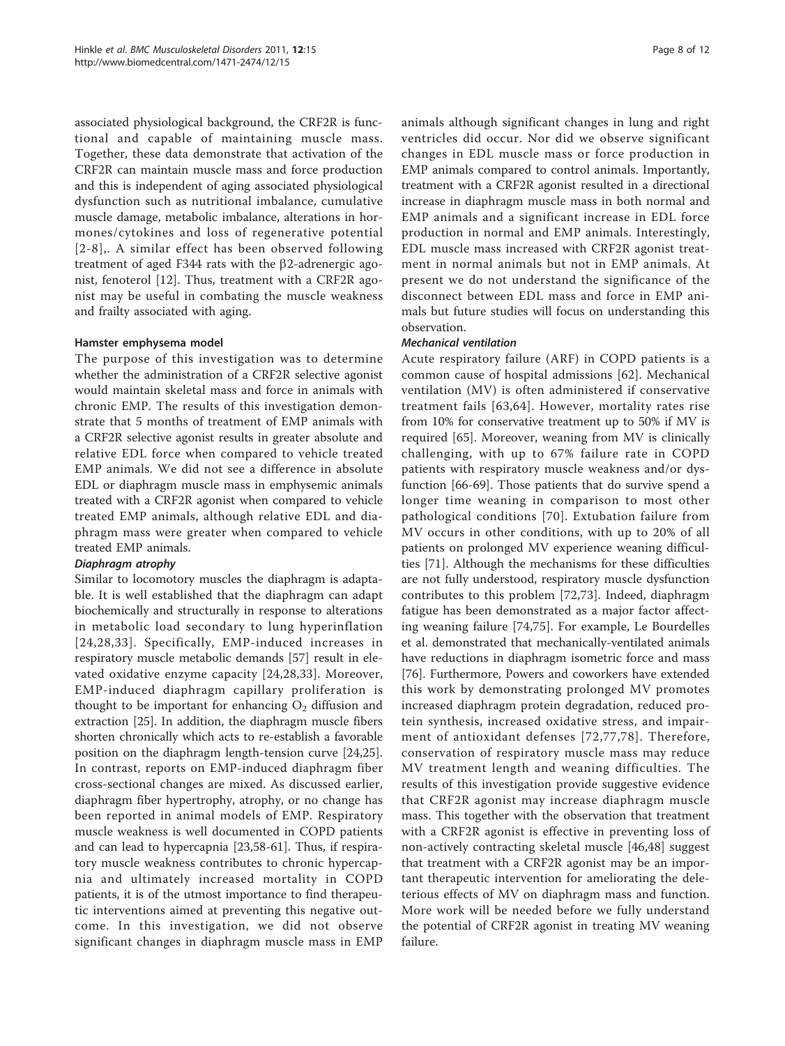associated physiological background, the CRF2R is functional and capable of maintaining muscle mass. Together, these data demonstrate that activation of the CRF2R can maintain muscle mass and force production and this is independent of aging associated physiological dysfunction such as nutritional imbalance, cumulative muscle damage, metabolic imbalance, alterations in hormones/cytokines and loss of regenerative potential [2-8],. A similar effect has been observed following treatment of aged F344 rats with the β2-adrenergic agonist, fenoterol [12]. Thus, treatment with a CRF2R agonist may be useful in combating the muscle weakness and frailty associated with aging.

#### Hamster emphysema model

The purpose of this investigation was to determine whether the administration of a CRF2R selective agonist would maintain skeletal mass and force in animals with chronic EMP. The results of this investigation demonstrate that 5 months of treatment of EMP animals with a CRF2R selective agonist results in greater absolute and relative EDL force when compared to vehicle treated EMP animals. We did not see a difference in absolute EDL or diaphragm muscle mass in emphysemic animals treated with a CRF2R agonist when compared to vehicle treated EMP animals, although relative EDL and diaphragm mass were greater when compared to vehicle treated EMP animals.

##### *Diaphragm atrophy*

Similar to locomotory muscles the diaphragm is adaptable. It is well established that the diaphragm can adapt biochemically and structurally in response to alterations in metabolic load secondary to lung hyperinflation [24,28,33]. Specifically, EMP-induced increases in respiratory muscle metabolic demands [57] result in elevated oxidative enzyme capacity [24,28,33]. Moreover, EMP-induced diaphragm capillary proliferation is thought to be important for enhancing $O_2$ diffusion and extraction [25]. In addition, the diaphragm muscle fibers shorten chronically which acts to re-establish a favorable position on the diaphragm length-tension curve [24,25]. In contrast, reports on EMP-induced diaphragm fiber cross-sectional changes are mixed. As discussed earlier, diaphragm fiber hypertrophy, atrophy, or no change has been reported in animal models of EMP. Respiratory muscle weakness is well documented in COPD patients and can lead to hypercapnia [23,58-61]. Thus, if respiratory muscle weakness contributes to chronic hypercapnia and ultimately increased mortality in COPD patients, it is of the utmost importance to find therapeutic interventions aimed at preventing this negative outcome. In this investigation, we did not observe significant changes in diaphragm muscle mass in EMP animals although significant changes in lung and right ventricles did occur. Nor did we observe significant changes in EDL muscle mass or force production in EMP animals compared to control animals. Importantly, treatment with a CRF2R agonist resulted in a directional increase in diaphragm muscle mass in both normal and EMP animals and a significant increase in EDL force production in normal and EMP animals. Interestingly, EDL muscle mass increased with CRF2R agonist treatment in normal animals but not in EMP animals. At present we do not understand the significance of the disconnect between EDL mass and force in EMP animals but future studies will focus on understanding this observation.

##### *Mechanical ventilation*

Acute respiratory failure (ARF) in COPD patients is a common cause of hospital admissions [62]. Mechanical ventilation (MV) is often administered if conservative treatment fails [63,64]. However, mortality rates rise from 10% for conservative treatment up to 50% if MV is required [65]. Moreover, weaning from MV is clinically challenging, with up to 67% failure rate in COPD patients with respiratory muscle weakness and/or dysfunction [66-69]. Those patients that do survive spend a longer time weaning in comparison to most other pathological conditions [70]. Extubation failure from MV occurs in other conditions, with up to 20% of all patients on prolonged MV experience weaning difficulties [71]. Although the mechanisms for these difficulties are not fully understood, respiratory muscle dysfunction contributes to this problem [72,73]. Indeed, diaphragm fatigue has been demonstrated as a major factor affecting weaning failure [74,75]. For example, Le Bourdelles et al. demonstrated that mechanically-ventilated animals have reductions in diaphragm isometric force and mass [76]. Furthermore, Powers and coworkers have extended this work by demonstrating prolonged MV promotes increased diaphragm protein degradation, reduced protein synthesis, increased oxidative stress, and impairment of antioxidant defenses [72,77,78]. Therefore, conservation of respiratory muscle mass may reduce MV treatment length and weaning difficulties. The results of this investigation provide suggestive evidence that CRF2R agonist may increase diaphragm muscle mass. This together with the observation that treatment with a CRF2R agonist is effective in preventing loss of non-actively contracting skeletal muscle [46,48] suggest that treatment with a CRF2R agonist may be an important therapeutic intervention for ameliorating the deleterious effects of MV on diaphragm mass and function. More work will be needed before we fully understand the potential of CRF2R agonist in treating MV weaning failure.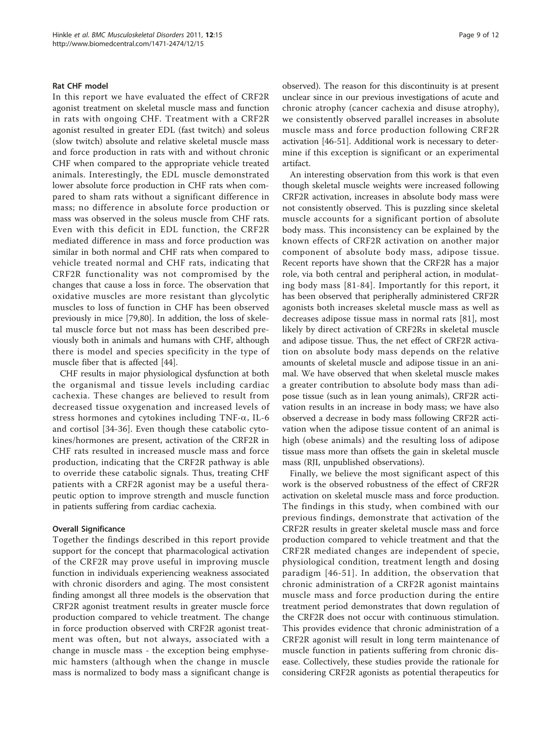### Rat CHF model

In this report we have evaluated the effect of CRF2R agonist treatment on skeletal muscle mass and function in rats with ongoing CHF. Treatment with a CRF2R agonist resulted in greater EDL (fast twitch) and soleus (slow twitch) absolute and relative skeletal muscle mass and force production in rats with and without chronic CHF when compared to the appropriate vehicle treated animals. Interestingly, the EDL muscle demonstrated lower absolute force production in CHF rats when compared to sham rats without a significant difference in mass; no difference in absolute force production or mass was observed in the soleus muscle from CHF rats. Even with this deficit in EDL function, the CRF2R mediated difference in mass and force production was similar in both normal and CHF rats when compared to vehicle treated normal and CHF rats, indicating that CRF2R functionality was not compromised by the changes that cause a loss in force. The observation that oxidative muscles are more resistant than glycolytic muscles to loss of function in CHF has been observed previously in mice [79,80]. In addition, the loss of skeletal muscle force but not mass has been described previously both in animals and humans with CHF, although there is model and species specificity in the type of muscle fiber that is affected [44].

CHF results in major physiological dysfunction at both the organismal and tissue levels including cardiac cachexia. These changes are believed to result from decreased tissue oxygenation and increased levels of stress hormones and cytokines including TNF-$\alpha$, IL-6 and cortisol [34-36]. Even though these catabolic cytokines/hormones are present, activation of the CRF2R in CHF rats resulted in increased muscle mass and force production, indicating that the CRF2R pathway is able to override these catabolic signals. Thus, treating CHF patients with a CRF2R agonist may be a useful therapeutic option to improve strength and muscle function in patients suffering from cardiac cachexia.

### Overall Significance

Together the findings described in this report provide support for the concept that pharmacological activation of the CRF2R may prove useful in improving muscle function in individuals experiencing weakness associated with chronic disorders and aging. The most consistent finding amongst all three models is the observation that CRF2R agonist treatment results in greater muscle force production compared to vehicle treatment. The change in force production observed with CRF2R agonist treatment was often, but not always, associated with a change in muscle mass - the exception being emphysemic hamsters (although when the change in muscle mass is normalized to body mass a significant change is observed). The reason for this discontinuity is at present unclear since in our previous investigations of acute and chronic atrophy (cancer cachexia and disuse atrophy), we consistently observed parallel increases in absolute muscle mass and force production following CRF2R activation [46-51]. Additional work is necessary to determine if this exception is significant or an experimental artifact.

An interesting observation from this work is that even though skeletal muscle weights were increased following CRF2R activation, increases in absolute body mass were not consistently observed. This is puzzling since skeletal muscle accounts for a significant portion of absolute body mass. This inconsistency can be explained by the known effects of CRF2R activation on another major component of absolute body mass, adipose tissue. Recent reports have shown that the CRF2R has a major role, via both central and peripheral action, in modulating body mass [81-84]. Importantly for this report, it has been observed that peripherally administered CRF2R agonists both increases skeletal muscle mass as well as decreases adipose tissue mass in normal rats [81], most likely by direct activation of CRF2Rs in skeletal muscle and adipose tissue. Thus, the net effect of CRF2R activation on absolute body mass depends on the relative amounts of skeletal muscle and adipose tissue in an animal. We have observed that when skeletal muscle makes a greater contribution to absolute body mass than adipose tissue (such as in lean young animals), CRF2R activation results in an increase in body mass; we have also observed a decrease in body mass following CRF2R activation when the adipose tissue content of an animal is high (obese animals) and the resulting loss of adipose tissue mass more than offsets the gain in skeletal muscle mass (RJI, unpublished observations).

Finally, we believe the most significant aspect of this work is the observed robustness of the effect of CRF2R activation on skeletal muscle mass and force production. The findings in this study, when combined with our previous findings, demonstrate that activation of the CRF2R results in greater skeletal muscle mass and force production compared to vehicle treatment and that the CRF2R mediated changes are independent of specie, physiological condition, treatment length and dosing paradigm [46-51]. In addition, the observation that chronic administration of a CRF2R agonist maintains muscle mass and force production during the entire treatment period demonstrates that down regulation of the CRF2R does not occur with continuous stimulation. This provides evidence that chronic administration of a CRF2R agonist will result in long term maintenance of muscle function in patients suffering from chronic disease. Collectively, these studies provide the rationale for considering CRF2R agonists as potential therapeutics for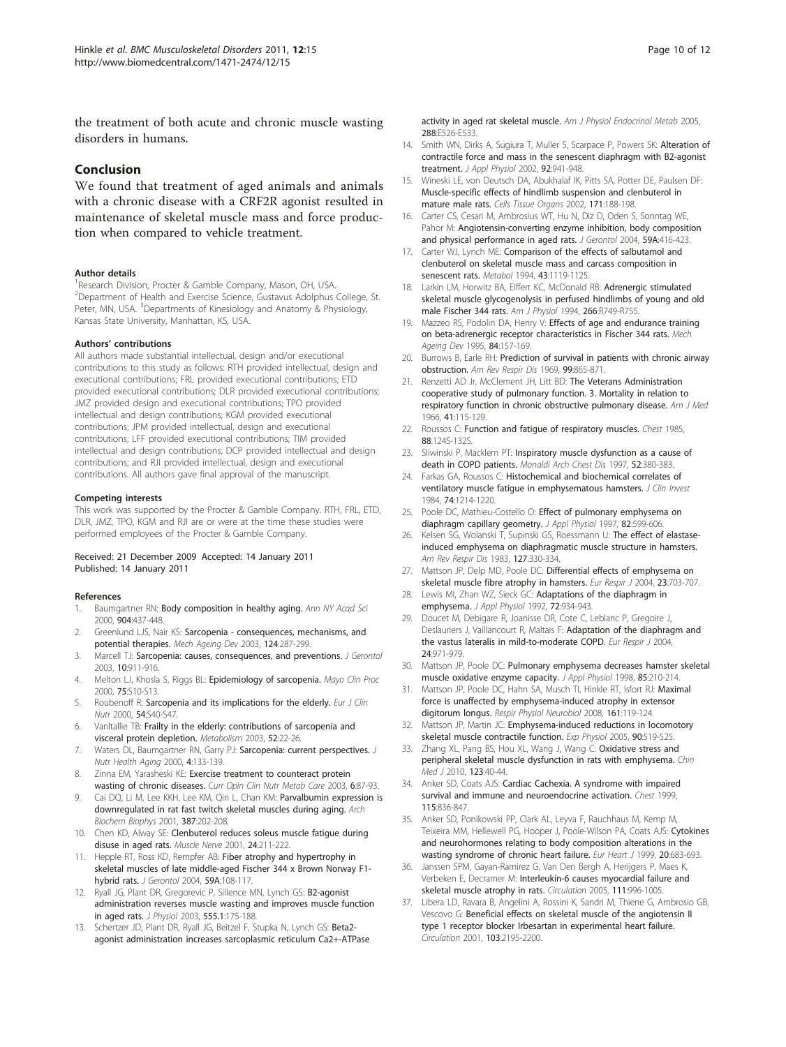the treatment of both acute and chronic muscle wasting disorders in humans.

## Conclusion

We found that treatment of aged animals and animals with a chronic disease with a CRF2R agonist resulted in maintenance of skeletal muscle mass and force production when compared to vehicle treatment.

#### Author details

[1]Research Division, Procter & Gamble Company, Mason, OH, USA. [2]Department of Health and Exercise Science, Gustavus Adolphus College, St. Peter, MN, USA. [3]Departments of Kinesiology and Anatomy & Physiology, Kansas State University, Manhattan, KS, USA.

#### Authors' contributions

All authors made substantial intellectual, design and/or executional contributions to this study as follows: RTH provided intellectual, design and executional contributions; FRL provided executional contributions; ETD provided executional contributions; DLR provided executional contributions; JMZ provided design and executional contributions; TPO provided intellectual and design contributions; KGM provided executional contributions; JPM provided intellectual, design and executional contributions; LFF provided executional contributions; TIM provided intellectual and design contributions; DCP provided intellectual and design contributions; and RJI provided intellectual, design and executional contributions. All authors gave final approval of the manuscript.

#### Competing interests

This work was supported by the Procter & Gamble Company. RTH, FRL, ETD, DLR, JMZ, TPO, KGM and RJI are or were at the time these studies were performed employees of the Procter & Gamble Company.

Received: 21 December 2009 Accepted: 14 January 2011
Published: 14 January 2011

#### References

1. Baumgartner RN: **Body composition in healthy aging.** *Ann NY Acad Sci* 2000, **904**:437-448.
2. Greenlund LJS, Nair KS: **Sarcopenia - consequences, mechanisms, and potential therapies.** *Mech Ageing Dev* 2003, **124**:287-299.
3. Marcell TJ: **Sarcopenia: causes, consequences, and preventions.** *J Gerontol* 2003, **10**:911-916.
4. Melton LJ, Khosla S, Riggs BL: **Epidemiology of sarcopenia.** *Mayo Clin Proc* 2000, **75**:S10-S13.
5. Roubenoff R: **Sarcopenia and its implications for the elderly.** *Eur J Clin Nutr* 2000, **54**:S40-S47.
6. VanItallie TB: **Frailty in the elderly: contributions of sarcopenia and visceral protein depletion.** *Metabolism* 2003, **52**:22-26.
7. Waters DL, Baumgartner RN, Garry PJ: **Sarcopenia: current perspectives.** *J Nutr Health Aging* 2000, **4**:133-139.
8. Zinna EM, Yarasheski KE: **Exercise treatment to counteract protein wasting of chronic diseases.** *Curr Opin Clin Nutr Metab Care* 2003, **6**:87-93.
9. Cai DQ, Li M, Lee KKH, Lee KM, Qin L, Chan KM: **Parvalbumin expression is downregulated in rat fast twitch skeletal muscles during aging.** *Arch Biochem Biophys* 2001, **387**:202-208.
10. Chen KD, Alway SE: **Clenbuterol reduces soleus muscle fatigue during disuse in aged rats.** *Muscle Nerve* 2001, **24**:211-222.
11. Hepple RT, Ross KD, Rempfer AB: **Fiber atrophy and hypertrophy in skeletal muscles of late middle-aged Fischer 344 x Brown Norway F1-hybrid rats.** *J Gerontol* 2004, **59A**:108-117.
12. Ryall JG, Plant DR, Gregorevic P, Sillence MN, Lynch GS: **B2-agonist administration reverses muscle wasting and improves muscle function in aged rats.** *J Physiol* 2003, **555.1**:175-188.
13. Schertzer JD, Plant DR, Ryall JG, Beitzel F, Stupka N, Lynch GS: **Beta2-agonist administration increases sarcoplasmic reticulum Ca2+-ATPase activity in aged rat skeletal muscle.** *Am J Physiol Endocrinol Metab* 2005, **288**:E526-E533.
14. Smith WN, Dirks A, Sugiura T, Muller S, Scarpace P, Powers SK: **Alteration of contractile force and mass in the senescent diaphragm with B2-agonist treatment.** *J Appl Physiol* 2002, **92**:941-948.
15. Wineski LE, von Deutsch DA, Abukhalaf IK, Pitts SA, Potter DE, Paulsen DF: **Muscle-specific effects of hindlimb suspension and clenbuterol in mature male rats.** *Cells Tissue Organs* 2002, **171**:188-198.
16. Carter CS, Cesari M, Ambrosius WT, Hu N, Diz D, Oden S, Sonntag WE, Pahor M: **Angiotensin-converting enzyme inhibition, body composition and physical performance in aged rats.** *J Gerontol* 2004, **59A**:416-423.
17. Carter WJ, Lynch ME: **Comparison of the effects of salbutamol and clenbuterol on skeletal muscle mass and carcass composition in senescent rats.** *Metabol* 1994, **43**:1119-1125.
18. Larkin LM, Horwitz BA, Eiffert KC, McDonald RB: **Adrenergic stimulated skeletal muscle glycogenolysis in perfused hindlimbs of young and old male Fischer 344 rats.** *Am J Physiol* 1994, **266**:R749-R755.
19. Mazzeo RS, Podolin DA, Henry V: **Effects of age and endurance training on beta-adrenergic receptor characteristics in Fischer 344 rats.** *Mech Ageing Dev* 1995, **84**:157-169.
20. Burrows B, Earle RH: **Prediction of survival in patients with chronic airway obstruction.** *Am Rev Respir Dis* 1969, **99**:865-871.
21. Renzetti AD Jr, McClement JH, Litt BD: **The Veterans Administration cooperative study of pulmonary function. 3. Mortality in relation to respiratory function in chronic obstructive pulmonary disease.** *Am J Med* 1966, **41**:115-129.
22. Roussos C: **Function and fatigue of respiratory muscles.** *Chest* 1985, **88**:124S-132S.
23. Sliwinski P, Macklem PT: **Inspiratory muscle dysfunction as a cause of death in COPD patients.** *Monaldi Arch Chest Dis* 1997, **52**:380-383.
24. Farkas GA, Roussos C: **Histochemical and biochemical correlates of ventilatory muscle fatigue in emphysematous hamsters.** *J Clin Invest* 1984, **74**:1214-1220.
25. Poole DC, Mathieu-Costello O: **Effect of pulmonary emphysema on diaphragm capillary geometry.** *J Appl Physiol* 1997, **82**:599-606.
26. Kelsen SG, Wolanski T, Supinski GS, Roessmann U: **The effect of elastase-induced emphysema on diaphragmatic muscle structure in hamsters.** *Am Rev Respir Dis* 1983, **127**:330-334.
27. Mattson JP, Delp MD, Poole DC: **Differential effects of emphysema on skeletal muscle fibre atrophy in hamsters.** *Eur Respir J* 2004, **23**:703-707.
28. Lewis MI, Zhan WZ, Sieck GC: **Adaptations of the diaphragm in emphysema.** *J Appl Physiol* 1992, **72**:934-943.
29. Doucet M, Debigare R, Joanisse DR, Cote C, Leblanc P, Gregoire J, Deslauriers J, Vaillancourt R, Maltais F: **Adaptation of the diaphragm and the vastus lateralis in mild-to-moderate COPD.** *Eur Respir J* 2004, **24**:971-979.
30. Mattson JP, Poole DC: **Pulmonary emphysema decreases hamster skeletal muscle oxidative enzyme capacity.** *J Appl Physiol* 1998, **85**:210-214.
31. Mattson JP, Poole DC, Hahn SA, Musch TI, Hinkle RT, Isfort RJ: **Maximal force is unaffected by emphysema-induced atrophy in extensor digitorum longus.** *Respir Physiol Neurobiol* 2008, **161**:119-124.
32. Mattson JP, Martin JC: **Emphysema-induced reductions in locomotory skeletal muscle contractile function.** *Exp Physiol* 2005, **90**:519-525.
33. Zhang XL, Pang BS, Hou XL, Wang J, Wang C: **Oxidative stress and peripheral skeletal muscle dysfunction in rats with emphysema.** *Chin Med J* 2010, **123**:40-44.
34. Anker SD, Coats AJS: **Cardiac Cachexia. A syndrome with impaired survival and immune and neuroendocrine activation.** *Chest* 1999, **115**:836-847.
35. Anker SD, Ponikowski PP, Clark AL, Leyva F, Rauchhaus M, Kemp M, Teixeira MM, Hellewell PG, Hooper J, Poole-Wilson PA, Coats AJS: **Cytokines and neurohormones relating to body composition alterations in the wasting syndrome of chronic heart failure.** *Eur Heart J* 1999, **20**:683-693.
36. Janssen SPM, Gayan-Ramirez G, Van Den Bergh A, Herijgers P, Maes K, Verbeken E, Decramer M: **Interleukin-6 causes myocardial failure and skeletal muscle atrophy in rats.** *Circulation* 2005, **111**:996-1005.
37. Libera LD, Ravara B, Angelini A, Rossini K, Sandri M, Thiene G, Ambrosio GB, Vescovo G: **Beneficial effects on skeletal muscle of the angiotensin II type 1 receptor blocker Irbesartan in experimental heart failure.** *Circulation* 2001, **103**:2195-2200.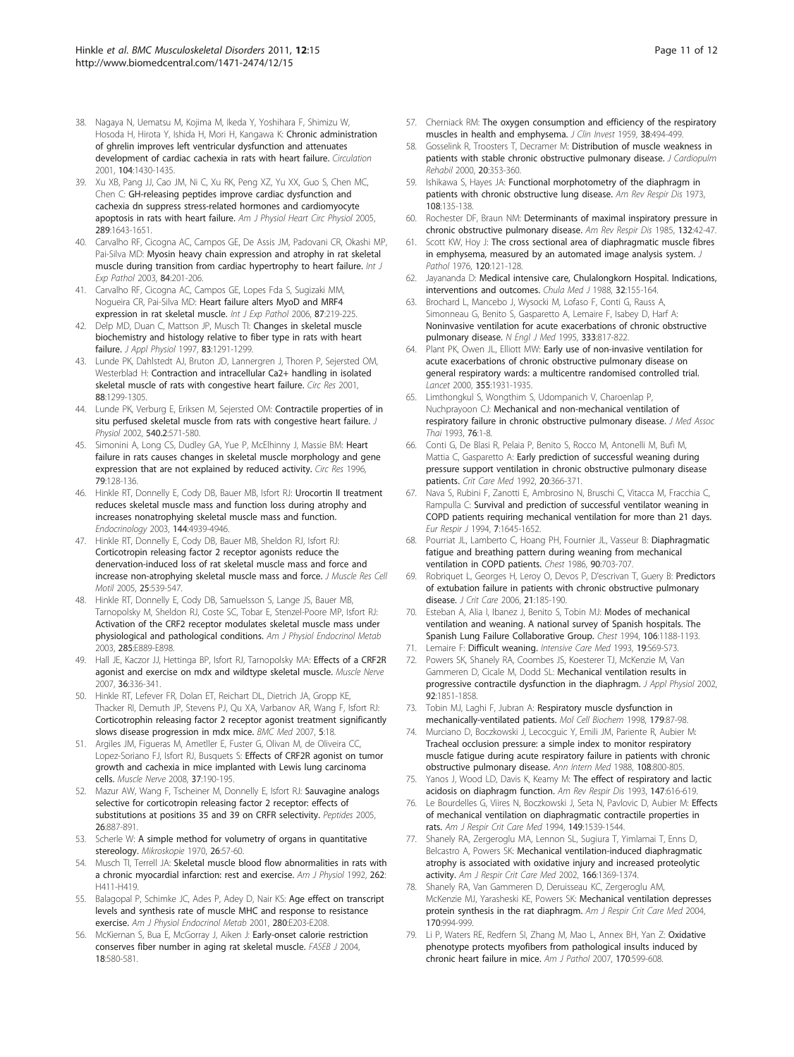38. Nagaya N, Uematsu M, Kojima M, Ikeda Y, Yoshihara F, Shimizu W, Hosoda H, Hirota Y, Ishida H, Mori H, Kangawa K: **Chronic administration of ghrelin improves left ventricular dysfunction and attenuates development of cardiac cachexia in rats with heart failure.** *Circulation* 2001, **104**:1430-1435.
39. Xu XB, Pang JJ, Cao JM, Ni C, Xu RK, Peng XZ, Yu XX, Guo S, Chen MC, Chen C: **GH-releasing peptides improve cardiac dysfunction and cachexia dn suppress stress-related hormones and cardiomyocyte apoptosis in rats with heart failure.** *Am J Physiol Heart Circ Physiol* 2005, **289**:1643-1651.
40. Carvalho RF, Cicogna AC, Campos GE, De Assis JM, Padovani CR, Okashi MP, Pai-Silva MD: **Myosin heavy chain expression and atrophy in rat skeletal muscle during transition from cardiac hypertrophy to heart failure.** *Int J Exp Pathol* 2003, **84**:201-206.
41. Carvalho RF, Cicogna AC, Campos GE, Lopes Fda S, Sugizaki MM, Nogueira CR, Pai-Silva MD: **Heart failure alters MyoD and MRF4 expression in rat skeletal muscle.** *Int J Exp Pathol* 2006, **87**:219-225.
42. Delp MD, Duan C, Mattson JP, Musch TI: **Changes in skeletal muscle biochemistry and histology relative to fiber type in rats with heart failure.** *J Appl Physiol* 1997, **83**:1291-1299.
43. Lunde PK, Dahlstedt AJ, Bruton JD, Lannergren J, Thoren P, Sejersted OM, Westerblad H: **Contraction and intracellular Ca2+ handling in isolated skeletal muscle of rats with congestive heart failure.** *Circ Res* 2001, **88**:1299-1305.
44. Lunde PK, Verburg E, Eriksen M, Sejersted OM: **Contractile properties of in situ perfused skeletal muscle from rats with congestive heart failure.** *J Physiol* 2002, **540.2**:571-580.
45. Simonini A, Long CS, Dudley GA, Yue P, McElhinny J, Massie BM: **Heart failure in rats causes changes in skeletal muscle morphology and gene expression that are not explained by reduced activity.** *Circ Res* 1996, **79**:128-136.
46. Hinkle RT, Donnelly E, Cody DB, Bauer MB, Isfort RJ: **Urocortin II treatment reduces skeletal muscle mass and function loss during atrophy and increases nonatrophying skeletal muscle mass and function.** *Endocrinology* 2003, **144**:4939-4946.
47. Hinkle RT, Donnelly E, Cody DB, Bauer MB, Sheldon RJ, Isfort RJ: **Corticotropin releasing factor 2 receptor agonists reduce the denervation-induced loss of rat skeletal muscle mass and force and increase non-atrophying skeletal muscle mass and force.** *J Muscle Res Cell Motil* 2005, **25**:539-547.
48. Hinkle RT, Donnelly E, Cody DB, Samuelsson S, Lange JS, Bauer MB, Tarnopolsky M, Sheldon RJ, Coste SC, Tobar E, Stenzel-Poore MP, Isfort RJ: **Activation of the CRF2 receptor modulates skeletal muscle mass under physiological and pathological conditions.** *Am J Physiol Endocrinol Metab* 2003, **285**:E889-E898.
49. Hall JE, Kaczor JJ, Hettinga BP, Isfort RJ, Tarnopolsky MA: **Effects of a CRF2R agonist and exercise on mdx and wildtype skeletal muscle.** *Muscle Nerve* 2007, **36**:336-341.
50. Hinkle RT, Lefever FR, Dolan ET, Reichart DL, Dietrich JA, Gropp KE, Thacker RI, Demuth JP, Stevens PJ, Qu XA, Varbanov AR, Wang F, Isfort RJ: **Corticotrophin releasing factor 2 receptor agonist treatment significantly slows disease progression in mdx mice.** *BMC Med* 2007, **5**:18.
51. Argiles JM, Figueras M, Ametller E, Fuster G, Olivan M, de Oliveira CC, Lopez-Soriano FJ, Isfort RJ, Busquets S: **Effects of CRF2R agonist on tumor growth and cachexia in mice implanted with Lewis lung carcinoma cells.** *Muscle Nerve* 2008, **37**:190-195.
52. Mazur AW, Wang F, Tscheiner M, Donnelly E, Isfort RJ: **Sauvagine analogs selective for corticotropin releasing factor 2 receptor: effects of substitutions at positions 35 and 39 on CRFR selectivity.** *Peptides* 2005, **26**:887-891.
53. Scherle W: **A simple method for volumetry of organs in quantitative stereology.** *Mikroskopie* 1970, **26**:57-60.
54. Musch TI, Terrell JA: **Skeletal muscle blood flow abnormalities in rats with a chronic myocardial infarction: rest and exercise.** *Am J Physiol* 1992, **262**:H411-H419.
55. Balagopal P, Schimke JC, Ades P, Adey D, Nair KS: **Age effect on transcript levels and synthesis rate of muscle MHC and response to resistance exercise.** *Am J Physiol Endocrinol Metab* 2001, **280**:E203-E208.
56. McKiernan S, Bua E, McGorray J, Aiken J: **Early-onset calorie restriction conserves fiber number in aging rat skeletal muscle.** *FASEB J* 2004, **18**:580-581.
57. Cherniack RM: **The oxygen consumption and efficiency of the respiratory muscles in health and emphysema.** *J Clin Invest* 1959, **38**:494-499.
58. Gosselink R, Troosters T, Decramer M: **Distribution of muscle weakness in patients with stable chronic obstructive pulmonary disease.** *J Cardiopulm Rehabil* 2000, **20**:353-360.
59. Ishikawa S, Hayes JA: **Functional morphotometry of the diaphragm in patients with chronic obstructive lung disease.** *Am Rev Respir Dis* 1973, **108**:135-138.
60. Rochester DF, Braun NM: **Determinants of maximal inspiratory pressure in chronic obstructive pulmonary disease.** *Am Rev Respir Dis* 1985, **132**:42-47.
61. Scott KW, Hoy J: **The cross sectional area of diaphragmatic muscle fibres in emphysema, measured by an automated image analysis system.** *J Pathol* 1976, **120**:121-128.
62. Jayananda D: **Medical intensive care, Chulalongkorn Hospital. Indications, interventions and outcomes.** *Chula Med J* 1988, **32**:155-164.
63. Brochard L, Mancebo J, Wysocki M, Lofaso F, Conti G, Rauss A, Simonneau G, Benito S, Gasparetto A, Lemaire F, Isabey D, Harf A: **Noninvasive ventilation for acute exacerbations of chronic obstructive pulmonary disease.** *N Engl J Med* 1995, **333**:817-822.
64. Plant PK, Owen JL, Elliott MW: **Early use of non-invasive ventilation for acute exacerbations of chronic obstructive pulmonary disease on general respiratory wards: a multicentre randomised controlled trial.** *Lancet* 2000, **355**:1931-1935.
65. Limthongkul S, Wongthim S, Udompanich V, Charoenlap P, Nuchprayoon CJ: **Mechanical and non-mechanical ventilation of respiratory failure in chronic obstructive pulmonary disease.** *J Med Assoc Thai* 1993, **76**:1-8.
66. Conti G, De Blasi R, Pelaia P, Benito S, Rocco M, Antonelli M, Bufi M, Mattia C, Gasparetto A: **Early prediction of successful weaning during pressure support ventilation in chronic obstructive pulmonary disease patients.** *Crit Care Med* 1992, **20**:366-371.
67. Nava S, Rubini F, Zanotti E, Ambrosino N, Bruschi C, Vitacca M, Fracchia C, Rampulla C: **Survival and prediction of successful ventilator weaning in COPD patients requiring mechanical ventilation for more than 21 days.** *Eur Respir J* 1994, **7**:1645-1652.
68. Pourriat JL, Lamberto C, Hoang PH, Fournier JL, Vasseur B: **Diaphragmatic fatigue and breathing pattern during weaning from mechanical ventilation in COPD patients.** *Chest* 1986, **90**:703-707.
69. Robriquet L, Georges H, Leroy O, Devos P, D'escrivan T, Guery B: **Predictors of extubation failure in patients with chronic obstructive pulmonary disease.** *J Crit Care* 2006, **21**:185-190.
70. Esteban A, Alia I, Ibanez J, Benito S, Tobin MJ: **Modes of mechanical ventilation and weaning. A national survey of Spanish hospitals. The Spanish Lung Failure Collaborative Group.** *Chest* 1994, **106**:1188-1193.
71. Lemaire F: **Difficult weaning.** *Intensive Care Med* 1993, **19**:S69-S73.
72. Powers SK, Shanely RA, Coombes JS, Koesterer TJ, McKenzie M, Van Gammeren D, Cicale M, Dodd SL: **Mechanical ventilation results in progressive contractile dysfunction in the diaphragm.** *J Appl Physiol* 2002, **92**:1851-1858.
73. Tobin MJ, Laghi F, Jubran A: **Respiratory muscle dysfunction in mechanically-ventilated patients.** *Mol Cell Biochem* 1998, **179**:87-98.
74. Murciano D, Boczkowski J, Lecocguic Y, Emili JM, Pariente R, Aubier M: **Tracheal occlusion pressure: a simple index to monitor respiratory muscle fatigue during acute respiratory failure in patients with chronic obstructive pulmonary disease.** *Ann Intern Med* 1988, **108**:800-805.
75. Yanos J, Wood LD, Davis K, Keamy M: **The effect of respiratory and lactic acidosis on diaphragm function.** *Am Rev Respir Dis* 1993, **147**:616-619.
76. Le Bourdelles G, Viires N, Boczkowski J, Seta N, Pavlovic D, Aubier M: **Effects of mechanical ventilation on diaphragmatic contractile properties in rats.** *Am J Respir Crit Care Med* 1994, **149**:1539-1544.
77. Shanely RA, Zergeroglu MA, Lennon SL, Sugiura T, Yimlamai T, Enns D, Belcastro A, Powers SK: **Mechanical ventilation-induced diaphragmatic atrophy is associated with oxidative injury and increased proteolytic activity.** *Am J Respir Crit Care Med* 2002, **166**:1369-1374.
78. Shanely RA, Van Gammeren D, Deruisseau KC, Zergeroglu AM, McKenzie MJ, Yarasheski KE, Powers SK: **Mechanical ventilation depresses protein synthesis in the rat diaphragm.** *Am J Respir Crit Care Med* 2004, **170**:994-999.
79. Li P, Waters RE, Redfern SI, Zhang M, Mao L, Annex BH, Yan Z: **Oxidative phenotype protects myofibers from pathological insults induced by chronic heart failure in mice.** *Am J Pathol* 2007, **170**:599-608.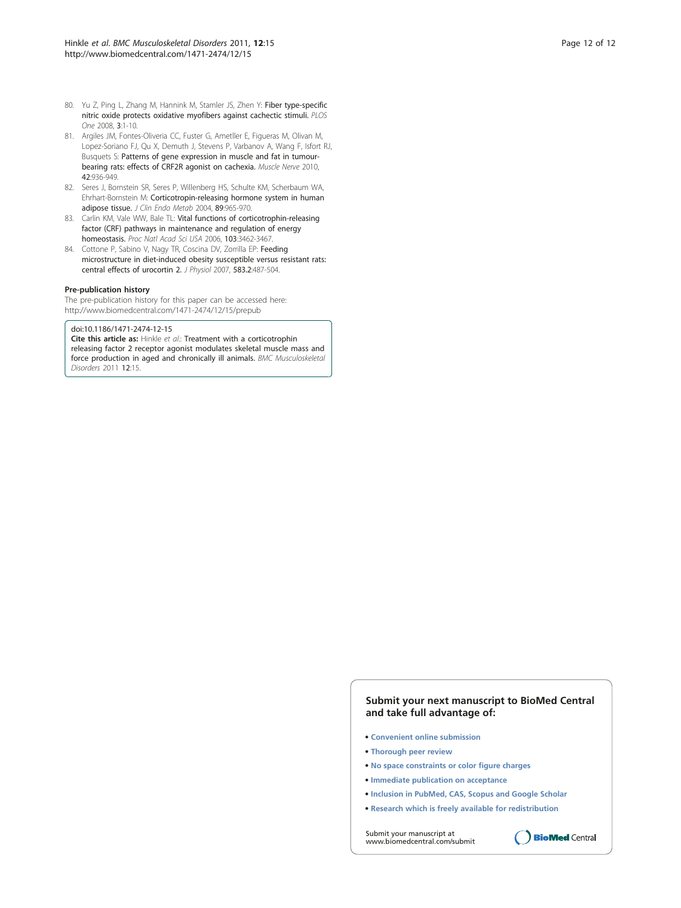80. Yu Z, Ping L, Zhang M, Hannink M, Stamler JS, Zhen Y: **Fiber type-specific nitric oxide protects oxidative myofibers against cachectic stimuli.** *PLOS One* 2008, **3**:1-10.
81. Argiles JM, Fontes-Oliveria CC, Fuster G, Ametller E, Figueras M, Olivan M, Lopez-Soriano FJ, Qu X, Demuth J, Stevens P, Varbanov A, Wang F, Isfort RJ, Busquets S: **Patterns of gene expression in muscle and fat in tumour-bearing rats: effects of CRF2R agonist on cachexia.** *Muscle Nerve* 2010, **42**:936-949.
82. Seres J, Bornstein SR, Seres P, Willenberg HS, Schulte KM, Scherbaum WA, Ehrhart-Bornstein M: **Corticotropin-releasing hormone system in human adipose tissue.** *J Clin Endo Metab* 2004, **89**:965-970.
83. Carlin KM, Vale WW, Bale TL: **Vital functions of corticotrophin-releasing factor (CRF) pathways in maintenance and regulation of energy homeostasis.** *Proc Natl Acad Sci USA* 2006, **103**:3462-3467.
84. Cottone P, Sabino V, Nagy TR, Coscina DV, Zorrilla EP: **Feeding microstructure in diet-induced obesity susceptible versus resistant rats: central effects of urocortin 2.** *J Physiol* 2007, **583.2**:487-504.

#### Pre-publication history

The pre-publication history for this paper can be accessed here:
http://www.biomedcentral.com/1471-2474/12/15/prepub

doi:10.1186/1471-2474-12-15

**Cite this article as:** Hinkle *et al.*: Treatment with a corticotrophin releasing factor 2 receptor agonist modulates skeletal muscle mass and force production in aged and chronically ill animals. *BMC Musculoskeletal Disorders* 2011 **12**:15.

**Submit your next manuscript to BioMed Central and take full advantage of:**

- Convenient online submission
- Thorough peer review
- No space constraints or color figure charges
- Immediate publication on acceptance
- Inclusion in PubMed, CAS, Scopus and Google Scholar
- Research which is freely available for redistribution

Submit your manuscript at
www.biomedcentral.com/submit

BioMed Central